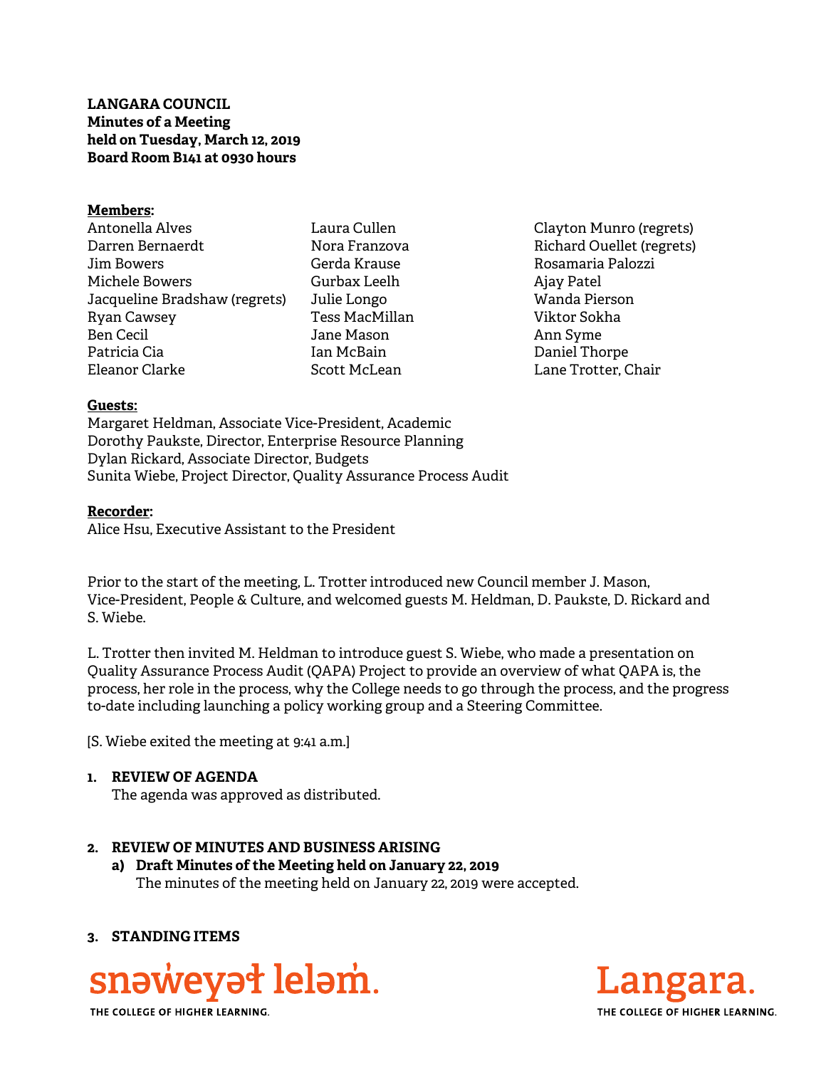**LANGARA COUNCIL**
**Minutes of a Meeting**
**held on Tuesday, March 12, 2019**
**Board Room B141 at 0930 hours**

**Members:**

Antonella Alves
Darren Bernaerdt
Jim Bowers
Michele Bowers
Jacqueline Bradshaw (regrets)
Ryan Cawsey
Ben Cecil
Patricia Cia
Eleanor Clarke
Laura Cullen
Nora Franzova
Gerda Krause
Gurbax Leelh
Julie Longo
Tess MacMillan
Jane Mason
Ian McBain
Scott McLean
Clayton Munro (regrets)
Richard Ouellet (regrets)
Rosamaria Palozzi
Ajay Patel
Wanda Pierson
Viktor Sokha
Ann Syme
Daniel Thorpe
Lane Trotter, Chair

**Guests:**

Margaret Heldman, Associate Vice-President, Academic
Dorothy Paukste, Director, Enterprise Resource Planning
Dylan Rickard, Associate Director, Budgets
Sunita Wiebe, Project Director, Quality Assurance Process Audit

**Recorder:**

Alice Hsu, Executive Assistant to the President

Prior to the start of the meeting, L. Trotter introduced new Council member J. Mason, Vice-President, People & Culture, and welcomed guests M. Heldman, D. Paukste, D. Rickard and S. Wiebe.

L. Trotter then invited M. Heldman to introduce guest S. Wiebe, who made a presentation on Quality Assurance Process Audit (QAPA) Project to provide an overview of what QAPA is, the process, her role in the process, why the College needs to go through the process, and the progress to-date including launching a policy working group and a Steering Committee.

[S. Wiebe exited the meeting at 9:41 a.m.]

**1. REVIEW OF AGENDA**

The agenda was approved as distributed.

**2. REVIEW OF MINUTES AND BUSINESS ARISING**

**a) Draft Minutes of the Meeting held on January 22, 2019**

The minutes of the meeting held on January 22, 2019 were accepted.

**3. STANDING ITEMS**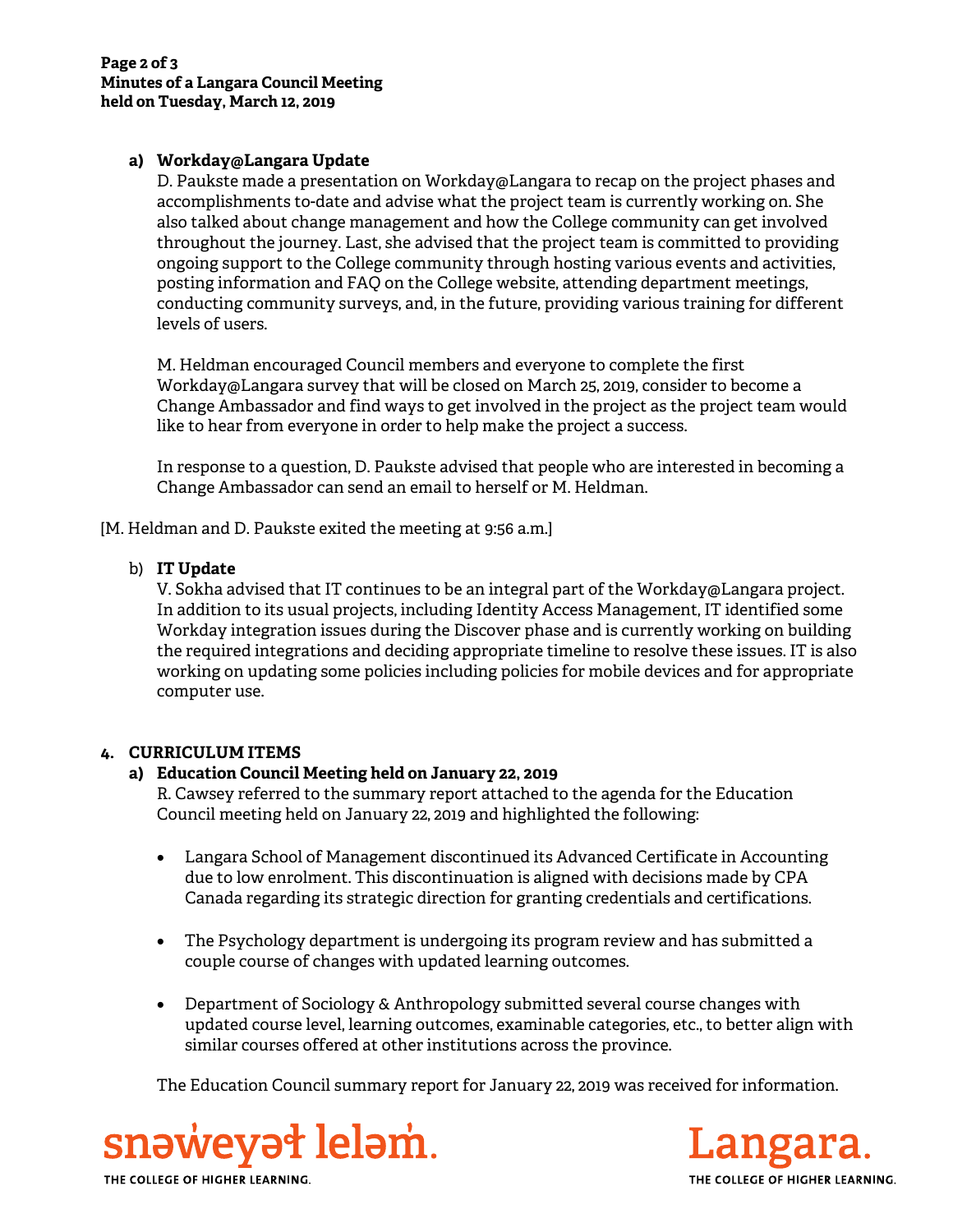**a) Workday@Langara Update**

D. Paukste made a presentation on Workday@Langara to recap on the project phases and accomplishments to-date and advise what the project team is currently working on. She also talked about change management and how the College community can get involved throughout the journey. Last, she advised that the project team is committed to providing ongoing support to the College community through hosting various events and activities, posting information and FAQ on the College website, attending department meetings, conducting community surveys, and, in the future, providing various training for different levels of users.

M. Heldman encouraged Council members and everyone to complete the first Workday@Langara survey that will be closed on March 25, 2019, consider to become a Change Ambassador and find ways to get involved in the project as the project team would like to hear from everyone in order to help make the project a success.

In response to a question, D. Paukste advised that people who are interested in becoming a Change Ambassador can send an email to herself or M. Heldman.

[M. Heldman and D. Paukste exited the meeting at 9:56 a.m.]

b) **IT Update**

V. Sokha advised that IT continues to be an integral part of the Workday@Langara project. In addition to its usual projects, including Identity Access Management, IT identified some Workday integration issues during the Discover phase and is currently working on building the required integrations and deciding appropriate timeline to resolve these issues. IT is also working on updating some policies including policies for mobile devices and for appropriate computer use.

## 4. CURRICULUM ITEMS

**a) Education Council Meeting held on January 22, 2019**

R. Cawsey referred to the summary report attached to the agenda for the Education Council meeting held on January 22, 2019 and highlighted the following:

- Langara School of Management discontinued its Advanced Certificate in Accounting due to low enrolment. This discontinuation is aligned with decisions made by CPA Canada regarding its strategic direction for granting credentials and certifications.
- The Psychology department is undergoing its program review and has submitted a couple course of changes with updated learning outcomes.
- Department of Sociology & Anthropology submitted several course changes with updated course level, learning outcomes, examinable categories, etc., to better align with similar courses offered at other institutions across the province.

The Education Council summary report for January 22, 2019 was received for information.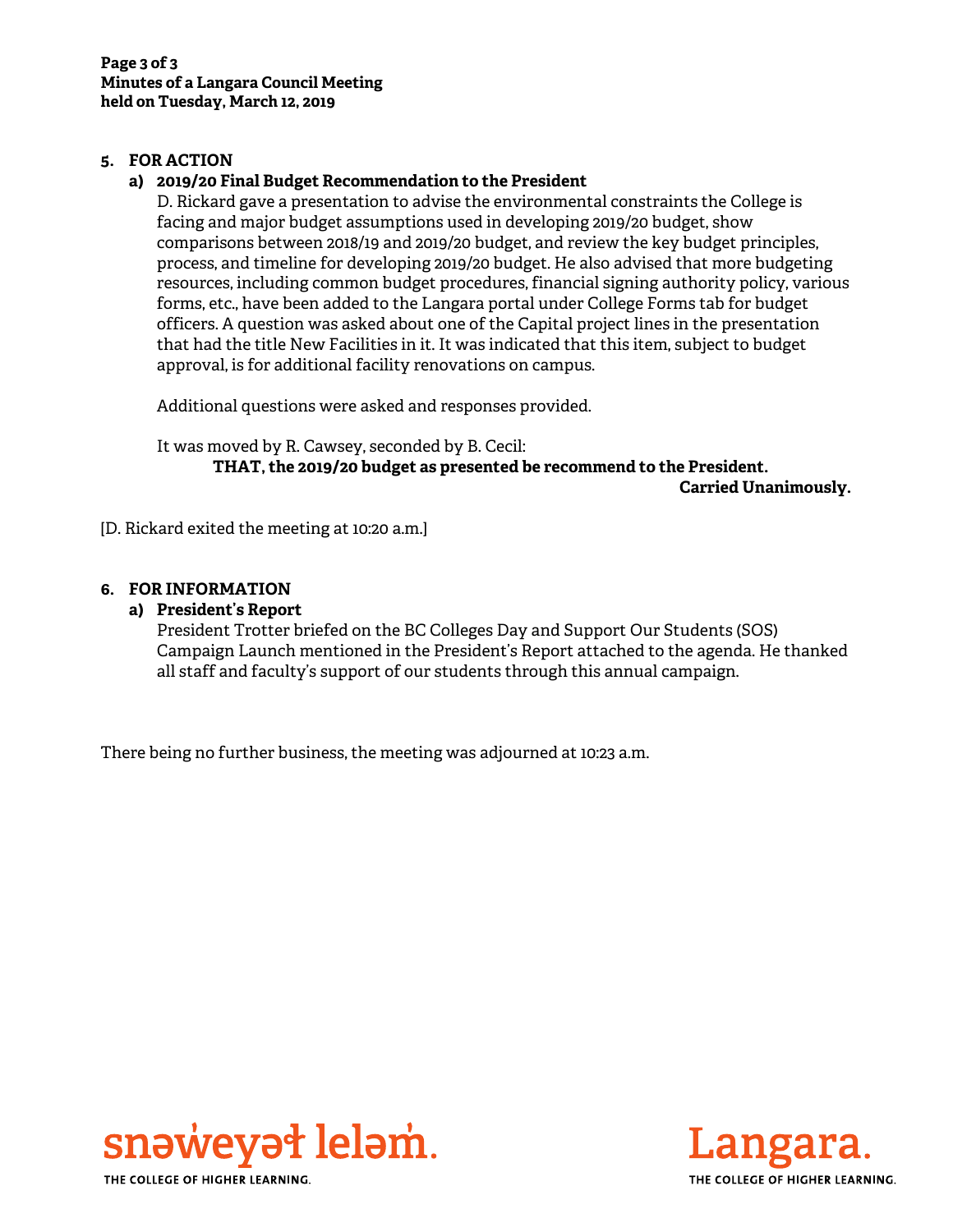## 5. FOR ACTION

### a) 2019/20 Final Budget Recommendation to the President

D. Rickard gave a presentation to advise the environmental constraints the College is facing and major budget assumptions used in developing 2019/20 budget, show comparisons between 2018/19 and 2019/20 budget, and review the key budget principles, process, and timeline for developing 2019/20 budget. He also advised that more budgeting resources, including common budget procedures, financial signing authority policy, various forms, etc., have been added to the Langara portal under College Forms tab for budget officers. A question was asked about one of the Capital project lines in the presentation that had the title New Facilities in it. It was indicated that this item, subject to budget approval, is for additional facility renovations on campus.

Additional questions were asked and responses provided.

It was moved by R. Cawsey, seconded by B. Cecil:

**THAT, the 2019/20 budget as presented be recommend to the President.**

**Carried Unanimously.**

[D. Rickard exited the meeting at 10:20 a.m.]

## 6. FOR INFORMATION

### a) President's Report

President Trotter briefed on the BC Colleges Day and Support Our Students (SOS) Campaign Launch mentioned in the President's Report attached to the agenda. He thanked all staff and faculty's support of our students through this annual campaign.

There being no further business, the meeting was adjourned at 10:23 a.m.